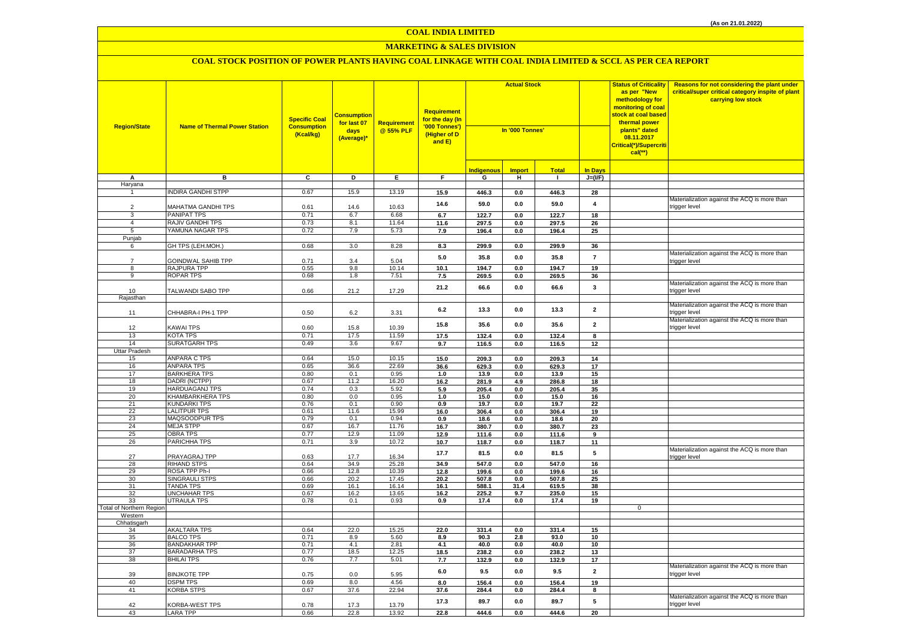(As on 21.01.2022)

# COAL INDIA LIMITED

## MARKETING & SALES DIVISION

### COAL STOCK POSITION OF POWER PLANTS HAVING COAL LINKAGE WITH COAL INDIA LIMITED & SCCL AS PER CEA REPORT

| Region/State | Name of Thermal Power Station | Specific Coal Consumption (Kcal/kg) | Consumption for last 07 days (Average)* | Requirement @ 55% PLF | Requirement for the day (In '000 Tonnes') (Higher of D and E) | Actual Stock In '000 Tonnes' | | | | Status of Criticality as per "New methodology for monitoring of coal stock at coal based thermal power plants" dated 08.11.2017 Critical(*)/Supercritical(**) | Reasons for not considering the plant under critical/super critical category inspite of plant carrying low stock |
|---|---|---|---|---|---|---|---|---|---|---|---|
| | | | | | | Indigenous | Import | Total | In Days | | |
| A | B | C | D | E | F | G | H | I | J=(I/F) | | |
| Haryana | | | | | | | | | | | |
| 1 | INDIRA GANDHI STPP | 0.67 | 15.9 | 13.19 | 15.9 | 446.3 | 0.0 | 446.3 | 28 | | |
| 2 | MAHATMA GANDHI TPS | 0.61 | 14.6 | 10.63 | 14.6 | 59.0 | 0.0 | 59.0 | 4 | | Materialization against the ACQ is more than trigger level |
| 3 | PANIPAT TPS | 0.71 | 6.7 | 6.68 | 6.7 | 122.7 | 0.0 | 122.7 | 18 | | |
| 4 | RAJIV GANDHI TPS | 0.73 | 8.1 | 11.64 | 11.6 | 297.5 | 0.0 | 297.5 | 26 | | |
| 5 | YAMUNA NAGAR TPS | 0.72 | 7.9 | 5.73 | 7.9 | 196.4 | 0.0 | 196.4 | 25 | | |
| Punjab | | | | | | | | | | | |
| 6 | GH TPS (LEH.MOH.) | 0.68 | 3.0 | 8.28 | 8.3 | 299.9 | 0.0 | 299.9 | 36 | | |
| 7 | GOINDWAL SAHIB TPP | 0.71 | 3.4 | 5.04 | 5.0 | 35.8 | 0.0 | 35.8 | 7 | | Materialization against the ACQ is more than trigger level |
| 8 | RAJPURA TPP | 0.55 | 9.8 | 10.14 | 10.1 | 194.7 | 0.0 | 194.7 | 19 | | |
| 9 | ROPAR TPS | 0.68 | 1.8 | 7.51 | 7.5 | 269.5 | 0.0 | 269.5 | 36 | | |
| 10 | TALWANDI SABO TPP | 0.66 | 21.2 | 17.29 | 21.2 | 66.6 | 0.0 | 66.6 | 3 | | Materialization against the ACQ is more than trigger level |
| Rajasthan | | | | | | | | | | | |
| 11 | CHHABRA-I PH-1 TPP | 0.50 | 6.2 | 3.31 | 6.2 | 13.3 | 0.0 | 13.3 | 2 | | Materialization against the ACQ is more than trigger level |
| 12 | KAWAI TPS | 0.60 | 15.8 | 10.39 | 15.8 | 35.6 | 0.0 | 35.6 | 2 | | Materialization against the ACQ is more than trigger level |
| 13 | KOTA TPS | 0.71 | 17.5 | 11.59 | 17.5 | 132.4 | 0.0 | 132.4 | 8 | | |
| 14 | SURATGARH TPS | 0.49 | 3.6 | 9.67 | 9.7 | 116.5 | 0.0 | 116.5 | 12 | | |
| Uttar Pradesh | | | | | | | | | | | |
| 15 | ANPARA C TPS | 0.64 | 15.0 | 10.15 | 15.0 | 209.3 | 0.0 | 209.3 | 14 | | |
| 16 | ANPARA TPS | 0.65 | 36.6 | 22.69 | 36.6 | 629.3 | 0.0 | 629.3 | 17 | | |
| 17 | BARKHERA TPS | 0.80 | 0.1 | 0.95 | 1.0 | 13.9 | 0.0 | 13.9 | 15 | | |
| 18 | DADRI (NCTPP) | 0.67 | 11.2 | 16.20 | 16.2 | 281.9 | 4.9 | 286.8 | 18 | | |
| 19 | HARDUAGANJ TPS | 0.74 | 0.3 | 5.92 | 5.9 | 205.4 | 0.0 | 205.4 | 35 | | |
| 20 | KHAMBARKHERA TPS | 0.80 | 0.0 | 0.95 | 1.0 | 15.0 | 0.0 | 15.0 | 16 | | |
| 21 | KUNDARKI TPS | 0.76 | 0.1 | 0.90 | 0.9 | 19.7 | 0.0 | 19.7 | 22 | | |
| 22 | LALITPUR TPS | 0.61 | 11.6 | 15.99 | 16.0 | 306.4 | 0.0 | 306.4 | 19 | | |
| 23 | MAQSOODPUR TPS | 0.79 | 0.1 | 0.94 | 0.9 | 18.6 | 0.0 | 18.6 | 20 | | |
| 24 | MEJA STPP | 0.67 | 16.7 | 11.76 | 16.7 | 380.7 | 0.0 | 380.7 | 23 | | |
| 25 | OBRA TPS | 0.77 | 12.9 | 11.09 | 12.9 | 111.6 | 0.0 | 111.6 | 9 | | |
| 26 | PARICHHA TPS | 0.71 | 3.9 | 10.72 | 10.7 | 118.7 | 0.0 | 118.7 | 11 | | |
| 27 | PRAYAGRAJ TPP | 0.63 | 17.7 | 16.34 | 17.7 | 81.5 | 0.0 | 81.5 | 5 | | Materialization against the ACQ is more than trigger level |
| 28 | RIHAND STPS | 0.64 | 34.9 | 25.28 | 34.9 | 547.0 | 0.0 | 547.0 | 16 | | |
| 29 | ROSA TPP Ph-I | 0.66 | 12.8 | 10.39 | 12.8 | 199.6 | 0.0 | 199.6 | 16 | | |
| 30 | SINGRAULI STPS | 0.66 | 20.2 | 17.45 | 20.2 | 507.8 | 0.0 | 507.8 | 25 | | |
| 31 | TANDA TPS | 0.69 | 16.1 | 16.14 | 16.1 | 588.1 | 31.4 | 619.5 | 38 | | |
| 32 | UNCHAHAR TPS | 0.67 | 16.2 | 13.65 | 16.2 | 225.2 | 9.7 | 235.0 | 15 | | |
| 33 | UTRAULA TPS | 0.78 | 0.1 | 0.93 | 0.9 | 17.4 | 0.0 | 17.4 | 19 | | |
| Total of Northern Region | | | | | | | | | | 0 | |
| Western | | | | | | | | | | | |
| Chhatisgarh | | | | | | | | | | | |
| 34 | AKALTARA TPS | 0.64 | 22.0 | 15.25 | 22.0 | 331.4 | 0.0 | 331.4 | 15 | | |
| 35 | BALCO TPS | 0.71 | 8.9 | 5.60 | 8.9 | 90.3 | 2.8 | 93.0 | 10 | | |
| 36 | BANDAKHAR TPP | 0.71 | 4.1 | 2.81 | 4.1 | 40.0 | 0.0 | 40.0 | 10 | | |
| 37 | BARADARHA TPS | 0.77 | 18.5 | 12.25 | 18.5 | 238.2 | 0.0 | 238.2 | 13 | | |
| 38 | BHILAI TPS | 0.76 | 7.7 | 5.01 | 7.7 | 132.9 | 0.0 | 132.9 | 17 | | |
| 39 | BINJKOTE TPP | 0.75 | 0.0 | 5.95 | 6.0 | 9.5 | 0.0 | 9.5 | 2 | | Materialization against the ACQ is more than trigger level |
| 40 | DSPM TPS | 0.69 | 8.0 | 4.56 | 8.0 | 156.4 | 0.0 | 156.4 | 19 | | |
| 41 | KORBA STPS | 0.67 | 37.6 | 22.94 | 37.6 | 284.4 | 0.0 | 284.4 | 8 | | |
| 42 | KORBA-WEST TPS | 0.78 | 17.3 | 13.79 | 17.3 | 89.7 | 0.0 | 89.7 | 5 | | Materialization against the ACQ is more than trigger level |
| 43 | LARA TPP | 0.66 | 22.8 | 13.92 | 22.8 | 444.6 | 0.0 | 444.6 | 20 | | |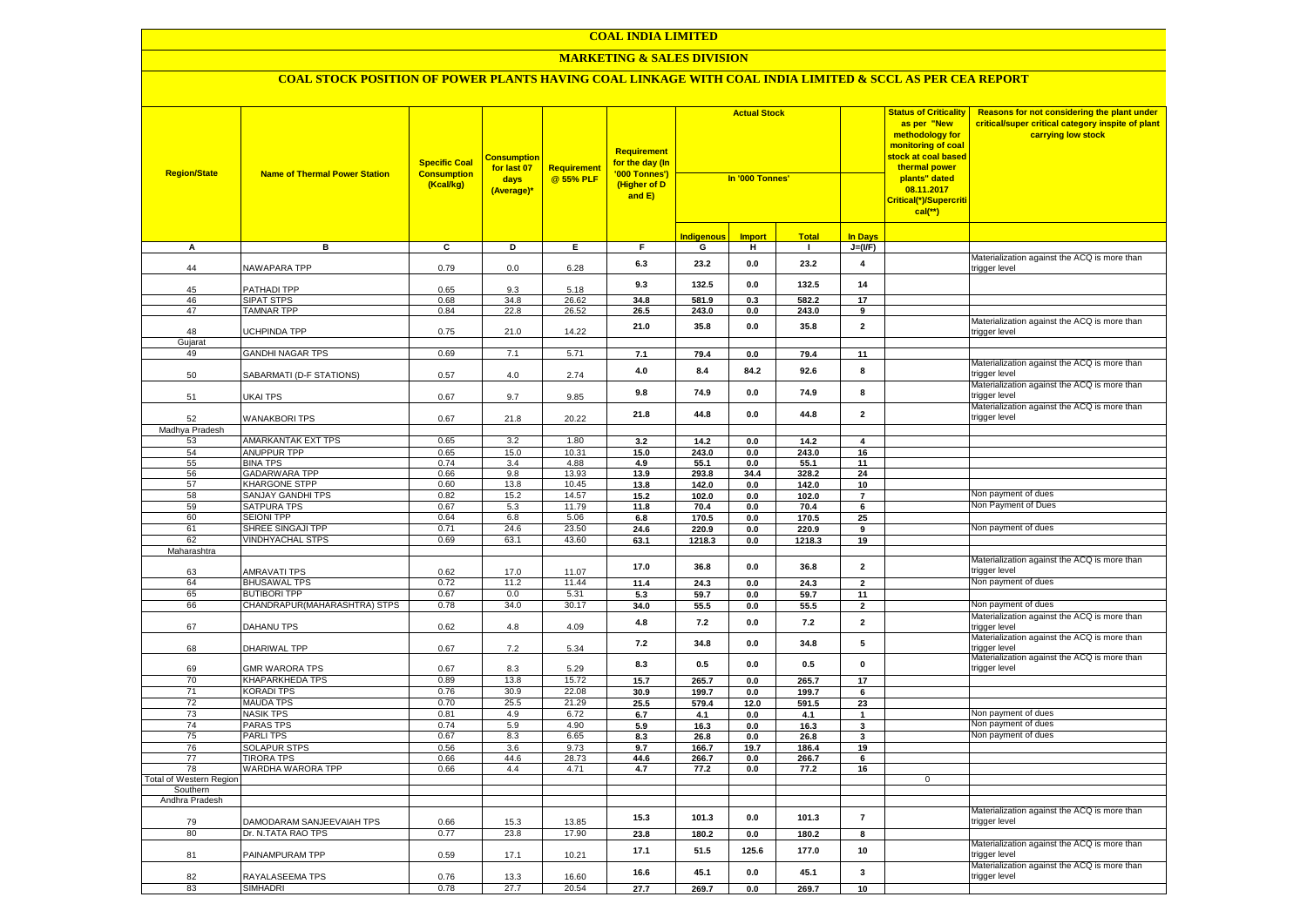# COAL INDIA LIMITED

## MARKETING & SALES DIVISION

### COAL STOCK POSITION OF POWER PLANTS HAVING COAL LINKAGE WITH COAL INDIA LIMITED & SCCL AS PER CEA REPORT

| Region/State | Name of Thermal Power Station | Specific Coal Consumption (Kcal/kg) | Consumption for last 07 days (Average)* | Requirement @ 55% PLF | Requirement for the day (In '000 Tonnes') (Higher of D and E) | Actual Stock In '000 Tonnes' | | | | Status of Criticality as per "New methodology for monitoring of coal stock at coal based thermal power plants" dated 08.11.2017 Critical(*)/Supercritical(**) | Reasons for not considering the plant under critical/super critical category inspite of plant carrying low stock |
|---|---|---|---|---|---|---|---|---|---|---|---|
| | | | | | | Indigenous | Import | Total | In Days | | |
| A | B | C | D | E | F | G | H | I | J=(I/F) | | |
| 44 | NAWAPARA TPP | 0.79 | 0.0 | 6.28 | 6.3 | 23.2 | 0.0 | 23.2 | 4 | | Materialization against the ACQ is more than trigger level |
| 45 | PATHADI TPP | 0.65 | 9.3 | 5.18 | 9.3 | 132.5 | 0.0 | 132.5 | 14 | | |
| 46 | SIPAT STPS | 0.68 | 34.8 | 26.62 | 34.8 | 581.9 | 0.3 | 582.2 | 17 | | |
| 47 | TAMNAR TPP | 0.84 | 22.8 | 26.52 | 26.5 | 243.0 | 0.0 | 243.0 | 9 | | |
| 48 | UCHPINDA TPP | 0.75 | 21.0 | 14.22 | 21.0 | 35.8 | 0.0 | 35.8 | 2 | | Materialization against the ACQ is more than trigger level |
| Gujarat | | | | | | | | | | | |
| 49 | GANDHI NAGAR TPS | 0.69 | 7.1 | 5.71 | 7.1 | 79.4 | 0.0 | 79.4 | 11 | | |
| 50 | SABARMATI (D-F STATIONS) | 0.57 | 4.0 | 2.74 | 4.0 | 8.4 | 84.2 | 92.6 | 8 | | Materialization against the ACQ is more than trigger level |
| 51 | UKAI TPS | 0.67 | 9.7 | 9.85 | 9.8 | 74.9 | 0.0 | 74.9 | 8 | | Materialization against the ACQ is more than trigger level |
| 52 | WANAKBORI TPS | 0.67 | 21.8 | 20.22 | 21.8 | 44.8 | 0.0 | 44.8 | 2 | | Materialization against the ACQ is more than trigger level |
| Madhya Pradesh | | | | | | | | | | | |
| 53 | AMARKANTAK EXT TPS | 0.65 | 3.2 | 1.80 | 3.2 | 14.2 | 0.0 | 14.2 | 4 | | |
| 54 | ANUPPUR TPP | 0.65 | 15.0 | 10.31 | 15.0 | 243.0 | 0.0 | 243.0 | 16 | | |
| 55 | BINA TPS | 0.74 | 3.4 | 4.88 | 4.9 | 55.1 | 0.0 | 55.1 | 11 | | |
| 56 | GADARWARA TPP | 0.66 | 9.8 | 13.93 | 13.9 | 293.8 | 34.4 | 328.2 | 24 | | |
| 57 | KHARGONE STPP | 0.60 | 13.8 | 10.45 | 13.8 | 142.0 | 0.0 | 142.0 | 10 | | |
| 58 | SANJAY GANDHI TPS | 0.82 | 15.2 | 14.57 | 15.2 | 102.0 | 0.0 | 102.0 | 7 | | Non payment of dues |
| 59 | SATPURA TPS | 0.67 | 5.3 | 11.79 | 11.8 | 70.4 | 0.0 | 70.4 | 6 | | Non Payment of Dues |
| 60 | SEIONI TPP | 0.64 | 6.8 | 5.06 | 6.8 | 170.5 | 0.0 | 170.5 | 25 | | |
| 61 | SHREE SINGAJI TPP | 0.71 | 24.6 | 23.50 | 24.6 | 220.9 | 0.0 | 220.9 | 9 | | Non payment of dues |
| 62 | VINDHYACHAL STPS | 0.69 | 63.1 | 43.60 | 63.1 | 1218.3 | 0.0 | 1218.3 | 19 | | |
| Maharashtra | | | | | | | | | | | |
| 63 | AMRAVATI TPS | 0.62 | 17.0 | 11.07 | 17.0 | 36.8 | 0.0 | 36.8 | 2 | | Materialization against the ACQ is more than trigger level |
| 64 | BHUSAWAL TPS | 0.72 | 11.2 | 11.44 | 11.4 | 24.3 | 0.0 | 24.3 | 2 | | Non payment of dues |
| 65 | BUTIBORI TPP | 0.67 | 0.0 | 5.31 | 5.3 | 59.7 | 0.0 | 59.7 | 11 | | |
| 66 | CHANDRAPUR(MAHARASHTRA) STPS | 0.78 | 34.0 | 30.17 | 34.0 | 55.5 | 0.0 | 55.5 | 2 | | Non payment of dues |
| 67 | DAHANU TPS | 0.62 | 4.8 | 4.09 | 4.8 | 7.2 | 0.0 | 7.2 | 2 | | Materialization against the ACQ is more than trigger level |
| 68 | DHARIWAL TPP | 0.67 | 7.2 | 5.34 | 7.2 | 34.8 | 0.0 | 34.8 | 5 | | Materialization against the ACQ is more than trigger level |
| 69 | GMR WARORA TPS | 0.67 | 8.3 | 5.29 | 8.3 | 0.5 | 0.0 | 0.5 | 0 | | Materialization against the ACQ is more than trigger level |
| 70 | KHAPARKHEDA TPS | 0.89 | 13.8 | 15.72 | 15.7 | 265.7 | 0.0 | 265.7 | 17 | | |
| 71 | KORADI TPS | 0.76 | 30.9 | 22.08 | 30.9 | 199.7 | 0.0 | 199.7 | 6 | | |
| 72 | MAUDA TPS | 0.70 | 25.5 | 21.29 | 25.5 | 579.4 | 12.0 | 591.5 | 23 | | |
| 73 | NASIK TPS | 0.81 | 4.9 | 6.72 | 6.7 | 4.1 | 0.0 | 4.1 | 1 | | Non payment of dues |
| 74 | PARAS TPS | 0.74 | 5.9 | 4.90 | 5.9 | 16.3 | 0.0 | 16.3 | 3 | | Non payment of dues |
| 75 | PARLI TPS | 0.67 | 8.3 | 6.65 | 8.3 | 26.8 | 0.0 | 26.8 | 3 | | Non payment of dues |
| 76 | SOLAPUR STPS | 0.56 | 3.6 | 9.73 | 9.7 | 166.7 | 19.7 | 186.4 | 19 | | |
| 77 | TIRORA TPS | 0.66 | 44.6 | 28.73 | 44.6 | 266.7 | 0.0 | 266.7 | 6 | | |
| 78 | WARDHA WARORA TPP | 0.66 | 4.4 | 4.71 | 4.7 | 77.2 | 0.0 | 77.2 | 16 | | |
| Total of Western Region | | | | | | | | | | 0 | |
| Southern | | | | | | | | | | | |
| Andhra Pradesh | | | | | | | | | | | |
| 79 | DAMODARAM SANJEEVAIAH TPS | 0.66 | 15.3 | 13.85 | 15.3 | 101.3 | 0.0 | 101.3 | 7 | | Materialization against the ACQ is more than trigger level |
| 80 | Dr. N.TATA RAO TPS | 0.77 | 23.8 | 17.90 | 23.8 | 180.2 | 0.0 | 180.2 | 8 | | |
| 81 | PAINAMPURAM TPP | 0.59 | 17.1 | 10.21 | 17.1 | 51.5 | 125.6 | 177.0 | 10 | | Materialization against the ACQ is more than trigger level |
| 82 | RAYALASEEMA TPS | 0.76 | 13.3 | 16.60 | 16.6 | 45.1 | 0.0 | 45.1 | 3 | | Materialization against the ACQ is more than trigger level |
| 83 | SIMHADRI | 0.78 | 27.7 | 20.54 | 27.7 | 269.7 | 0.0 | 269.7 | 10 | | |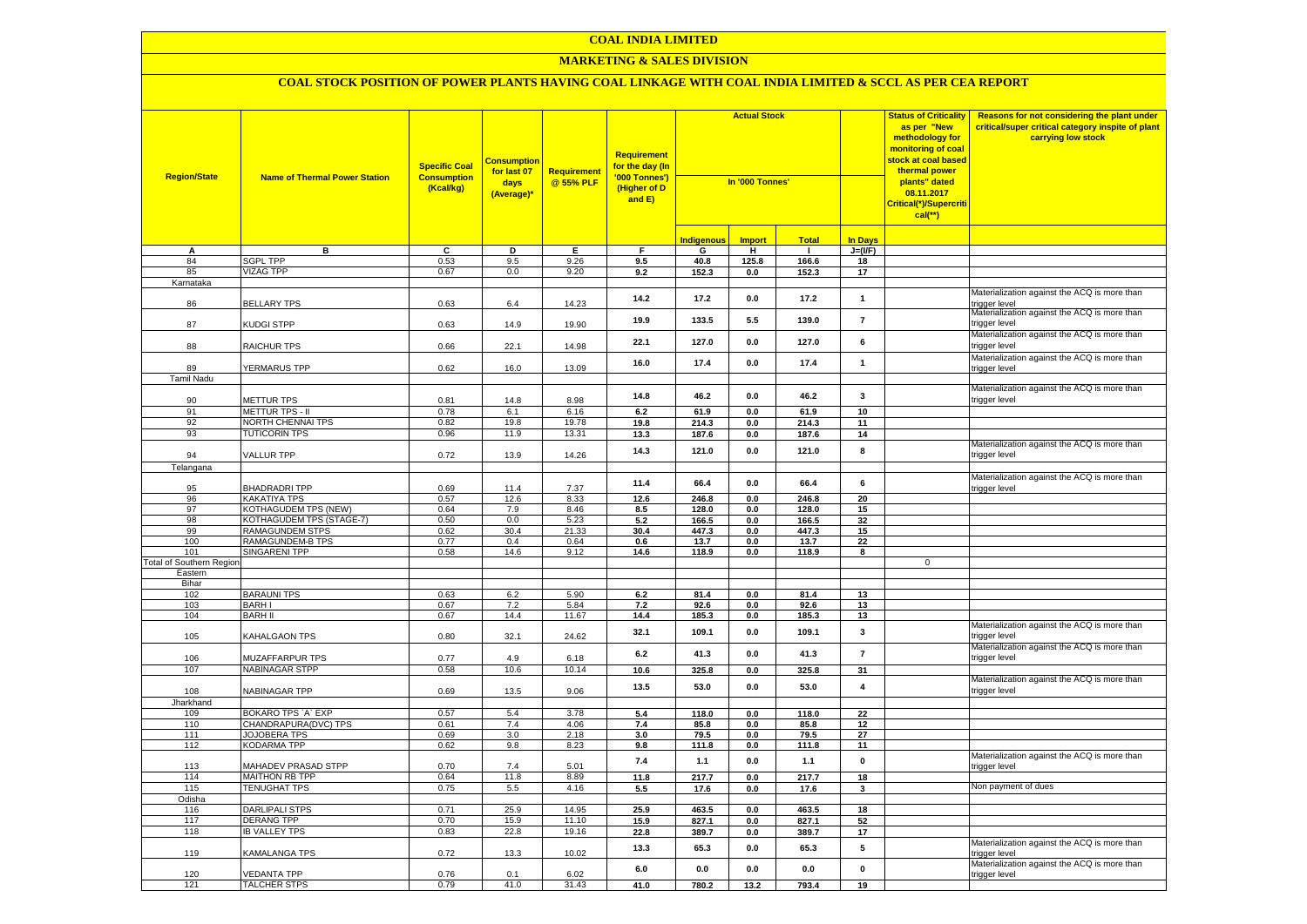# COAL INDIA LIMITED

## MARKETING & SALES DIVISION

### COAL STOCK POSITION OF POWER PLANTS HAVING COAL LINKAGE WITH COAL INDIA LIMITED & SCCL AS PER CEA REPORT

| Region/State | Name of Thermal Power Station | Specific Coal Consumption (Kcal/kg) | Consumption for last 07 days (Average)* | Requirement @ 55% PLF | Requirement for the day (In '000 Tonnes') (Higher of D and E) | Actual Stock In '000 Tonnes' | | | | Status of Criticality as per "New methodology for monitoring of coal stock at coal based thermal power plants" dated 08.11.2017 Critical(*)/Supercritical(**) | Reasons for not considering the plant under critical/super critical category inspite of plant carrying low stock |
|---|---|---|---|---|---|---|---|---|---|---|---|
| | | | | | | Indigenous | Import | Total | In Days | | |
| A | B | C | D | E | F | G | H | I | J=(I/F) | | |
| 84 | SGPL TPP | 0.53 | 9.5 | 9.26 | 9.5 | 40.8 | 125.8 | 166.6 | 18 | | |
| 85 | VIZAG TPP | 0.67 | 0.0 | 9.20 | 9.2 | 152.3 | 0.0 | 152.3 | 17 | | |
| Karnataka | | | | | | | | | | | |
| 86 | BELLARY TPS | 0.63 | 6.4 | 14.23 | 14.2 | 17.2 | 0.0 | 17.2 | 1 | | Materialization against the ACQ is more than trigger level |
| 87 | KUDGI STPP | 0.63 | 14.9 | 19.90 | 19.9 | 133.5 | 5.5 | 139.0 | 7 | | Materialization against the ACQ is more than trigger level |
| 88 | RAICHUR TPS | 0.66 | 22.1 | 14.98 | 22.1 | 127.0 | 0.0 | 127.0 | 6 | | Materialization against the ACQ is more than trigger level |
| 89 | YERMARUS TPP | 0.62 | 16.0 | 13.09 | 16.0 | 17.4 | 0.0 | 17.4 | 1 | | Materialization against the ACQ is more than trigger level |
| Tamil Nadu | | | | | | | | | | | |
| 90 | METTUR TPS | 0.81 | 14.8 | 8.98 | 14.8 | 46.2 | 0.0 | 46.2 | 3 | | Materialization against the ACQ is more than trigger level |
| 91 | METTUR TPS - II | 0.78 | 6.1 | 6.16 | 6.2 | 61.9 | 0.0 | 61.9 | 10 | | |
| 92 | NORTH CHENNAI TPS | 0.82 | 19.8 | 19.78 | 19.8 | 214.3 | 0.0 | 214.3 | 11 | | |
| 93 | TUTICORIN TPS | 0.96 | 11.9 | 13.31 | 13.3 | 187.6 | 0.0 | 187.6 | 14 | | |
| 94 | VALLUR TPP | 0.72 | 13.9 | 14.26 | 14.3 | 121.0 | 0.0 | 121.0 | 8 | | Materialization against the ACQ is more than trigger level |
| Telangana | | | | | | | | | | | |
| 95 | BHADRADRI TPP | 0.69 | 11.4 | 7.37 | 11.4 | 66.4 | 0.0 | 66.4 | 6 | | Materialization against the ACQ is more than trigger level |
| 96 | KAKATIYA TPS | 0.57 | 12.6 | 8.33 | 12.6 | 246.8 | 0.0 | 246.8 | 20 | | |
| 97 | KOTHAGUDEM TPS (NEW) | 0.64 | 7.9 | 8.46 | 8.5 | 128.0 | 0.0 | 128.0 | 15 | | |
| 98 | KOTHAGUDEM TPS (STAGE-7) | 0.50 | 0.0 | 5.23 | 5.2 | 166.5 | 0.0 | 166.5 | 32 | | |
| 99 | RAMAGUNDEM STPS | 0.62 | 30.4 | 21.33 | 30.4 | 447.3 | 0.0 | 447.3 | 15 | | |
| 100 | RAMAGUNDEM-B TPS | 0.77 | 0.4 | 0.64 | 0.6 | 13.7 | 0.0 | 13.7 | 22 | | |
| 101 | SINGARENI TPP | 0.58 | 14.6 | 9.12 | 14.6 | 118.9 | 0.0 | 118.9 | 8 | | |
| Total of Southern Region | | | | | | | | | | 0 | |
| Eastern | | | | | | | | | | | |
| Bihar | | | | | | | | | | | |
| 102 | BARAUNI TPS | 0.63 | 6.2 | 5.90 | 6.2 | 81.4 | 0.0 | 81.4 | 13 | | |
| 103 | BARH I | 0.67 | 7.2 | 5.84 | 7.2 | 92.6 | 0.0 | 92.6 | 13 | | |
| 104 | BARH II | 0.67 | 14.4 | 11.67 | 14.4 | 185.3 | 0.0 | 185.3 | 13 | | |
| 105 | KAHALGAON TPS | 0.80 | 32.1 | 24.62 | 32.1 | 109.1 | 0.0 | 109.1 | 3 | | Materialization against the ACQ is more than trigger level |
| 106 | MUZAFFARPUR TPS | 0.77 | 4.9 | 6.18 | 6.2 | 41.3 | 0.0 | 41.3 | 7 | | Materialization against the ACQ is more than trigger level |
| 107 | NABINAGAR STPP | 0.58 | 10.6 | 10.14 | 10.6 | 325.8 | 0.0 | 325.8 | 31 | | |
| 108 | NABINAGAR TPP | 0.69 | 13.5 | 9.06 | 13.5 | 53.0 | 0.0 | 53.0 | 4 | | Materialization against the ACQ is more than trigger level |
| Jharkhand | | | | | | | | | | | |
| 109 | BOKARO TPS `A` EXP | 0.57 | 5.4 | 3.78 | 5.4 | 118.0 | 0.0 | 118.0 | 22 | | |
| 110 | CHANDRAPURA(DVC) TPS | 0.61 | 7.4 | 4.06 | 7.4 | 85.8 | 0.0 | 85.8 | 12 | | |
| 111 | JOJOBERA TPS | 0.69 | 3.0 | 2.18 | 3.0 | 79.5 | 0.0 | 79.5 | 27 | | |
| 112 | KODARMA TPP | 0.62 | 9.8 | 8.23 | 9.8 | 111.8 | 0.0 | 111.8 | 11 | | |
| 113 | MAHADEV PRASAD STPP | 0.70 | 7.4 | 5.01 | 7.4 | 1.1 | 0.0 | 1.1 | 0 | | Materialization against the ACQ is more than trigger level |
| 114 | MAITHON RB TPP | 0.64 | 11.8 | 8.89 | 11.8 | 217.7 | 0.0 | 217.7 | 18 | | |
| 115 | TENUGHAT TPS | 0.75 | 5.5 | 4.16 | 5.5 | 17.6 | 0.0 | 17.6 | 3 | | Non payment of dues |
| Odisha | | | | | | | | | | | |
| 116 | DARLIPALI STPS | 0.71 | 25.9 | 14.95 | 25.9 | 463.5 | 0.0 | 463.5 | 18 | | |
| 117 | DERANG TPP | 0.70 | 15.9 | 11.10 | 15.9 | 827.1 | 0.0 | 827.1 | 52 | | |
| 118 | IB VALLEY TPS | 0.83 | 22.8 | 19.16 | 22.8 | 389.7 | 0.0 | 389.7 | 17 | | |
| 119 | KAMALANGA TPS | 0.72 | 13.3 | 10.02 | 13.3 | 65.3 | 0.0 | 65.3 | 5 | | Materialization against the ACQ is more than trigger level |
| 120 | VEDANTA TPP | 0.76 | 0.1 | 6.02 | 6.0 | 0.0 | 0.0 | 0.0 | 0 | | Materialization against the ACQ is more than trigger level |
| 121 | TALCHER STPS | 0.79 | 41.0 | 31.43 | 41.0 | 780.2 | 13.2 | 793.4 | 19 | | |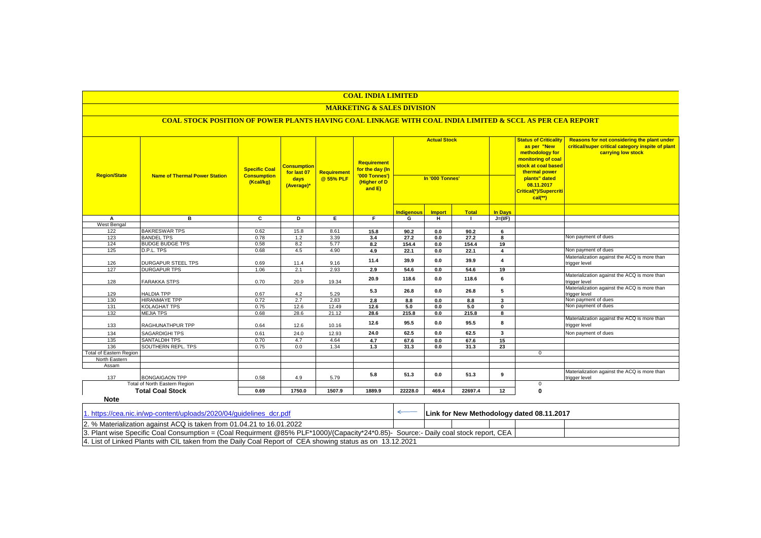# COAL INDIA LIMITED

## MARKETING & SALES DIVISION

### COAL STOCK POSITION OF POWER PLANTS HAVING COAL LINKAGE WITH COAL INDIA LIMITED & SCCL AS PER CEA REPORT

| Region/State | Name of Thermal Power Station | Specific Coal Consumption (Kcal/kg) | Consumption for last 07 days (Average)* | Requirement @ 55% PLF | Requirement for the day (In '000 Tonnes') (Higher of D and E) | Actual Stock In '000 Tonnes' | | | | Status of Criticality as per "New methodology for monitoring of coal stock at coal based thermal power plants" dated 08.11.2017 Critical(*)/Supercritical(**) | Reasons for not considering the plant under critical/super critical category inspite of plant carrying low stock |
|---|---|---|---|---|---|---|---|---|---|---|---|
| | | | | | | Indigenous | Import | Total | In Days | | |
| A | B | C | D | E | F | G | H | I | J=(I/F) | | |
| West Bengal | | | | | | | | | | | |
| 122 | BAKRESWAR TPS | 0.62 | 15.8 | 8.61 | 15.8 | 90.2 | 0.0 | 90.2 | 6 | | |
| 123 | BANDEL TPS | 0.78 | 1.2 | 3.39 | 3.4 | 27.2 | 0.0 | 27.2 | 8 | | Non payment of dues |
| 124 | BUDGE BUDGE TPS | 0.58 | 8.2 | 5.77 | 8.2 | 154.4 | 0.0 | 154.4 | 19 | | |
| 125 | D.P.L. TPS | 0.68 | 4.5 | 4.90 | 4.9 | 22.1 | 0.0 | 22.1 | 4 | | Non payment of dues |
| 126 | DURGAPUR STEEL TPS | 0.69 | 11.4 | 9.16 | 11.4 | 39.9 | 0.0 | 39.9 | 4 | | Materialization against the ACQ is more than trigger level |
| 127 | DURGAPUR TPS | 1.06 | 2.1 | 2.93 | 2.9 | 54.6 | 0.0 | 54.6 | 19 | | |
| 128 | FARAKKA STPS | 0.70 | 20.9 | 19.34 | 20.9 | 118.6 | 0.0 | 118.6 | 6 | | Materialization against the ACQ is more than trigger level |
| 129 | HALDIA TPP | 0.67 | 4.2 | 5.29 | 5.3 | 26.8 | 0.0 | 26.8 | 5 | | Materialization against the ACQ is more than trigger level |
| 130 | HIRANMAYE TPP | 0.72 | 2.7 | 2.83 | 2.8 | 8.8 | 0.0 | 8.8 | 3 | | Non payment of dues |
| 131 | KOLAGHAT TPS | 0.75 | 12.6 | 12.49 | 12.6 | 5.0 | 0.0 | 5.0 | 0 | | Non payment of dues |
| 132 | MEJIA TPS | 0.68 | 28.6 | 21.12 | 28.6 | 215.8 | 0.0 | 215.8 | 8 | | |
| 133 | RAGHUNATHPUR TPP | 0.64 | 12.6 | 10.16 | 12.6 | 95.5 | 0.0 | 95.5 | 8 | | Materialization against the ACQ is more than trigger level |
| 134 | SAGARDIGHI TPS | 0.61 | 24.0 | 12.93 | 24.0 | 62.5 | 0.0 | 62.5 | 3 | | Non payment of dues |
| 135 | SANTALDIH TPS | 0.70 | 4.7 | 4.64 | 4.7 | 67.6 | 0.0 | 67.6 | 15 | | |
| 136 | SOUTHERN REPL. TPS | 0.75 | 0.0 | 1.34 | 1.3 | 31.3 | 0.0 | 31.3 | 23 | | |
| Total of Eastern Region | | | | | | | | | | 0 | |
| North Eastern | | | | | | | | | | | |
| Assam | | | | | | | | | | | |
| 137 | BONGAIGAON TPP | 0.58 | 4.9 | 5.79 | 5.8 | 51.3 | 0.0 | 51.3 | 9 | | Materialization against the ACQ is more than trigger level |
| Total of North Eastern Region | | | | | | | | | | 0 | |
| Total Coal Stock | | 0.69 | 1750.0 | 1507.9 | 1889.9 | 22228.0 | 469.4 | 22697.4 | 12 | 0 | |

**Note**

1. https://cea.nic.in/wp-content/uploads/2020/04/guidelines_dcr.pdf ⟵ Link for New Methodology dated 08.11.2017
2. % Materialization against ACQ is taken from 01.04.21 to 16.01.2022
3. Plant wise Specific Coal Consumption = (Coal Requirment @85% PLF*1000)/(Capacity*24*0.85)- Source:- Daily coal stock report, CEA
4. List of Linked Plants with CIL taken from the Daily Coal Report of CEA showing status as on 13.12.2021